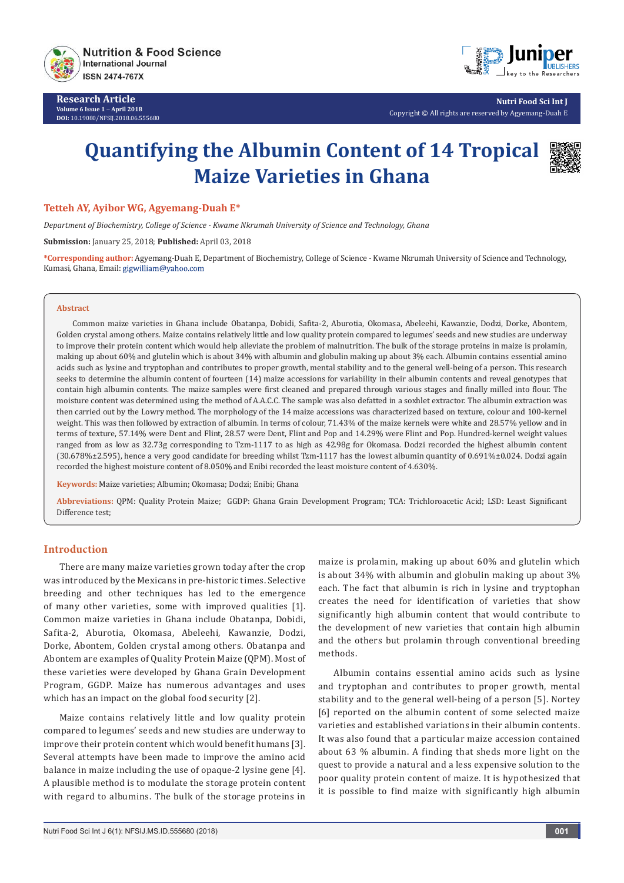**Research Article**
**Volume 6 Issue 1 – April 2018**
**DOI:** 10.19080/NFSIJ.2018.06.555680

**Nutri Food Sci Int J**
Copyright © All rights are reserved by Agyemang-Duah E

# Quantifying the Albumin Content of 14 Tropical Maize Varieties in Ghana

**Tetteh AY, Ayibor WG, Agyemang-Duah E***

*Department of Biochemistry, College of Science - Kwame Nkrumah University of Science and Technology, Ghana*

**Submission:** January 25, 2018; **Published:** April 03, 2018

***Corresponding author:** Agyemang-Duah E, Department of Biochemistry, College of Science - Kwame Nkrumah University of Science and Technology, Kumasi, Ghana, Email: gigwilliam@yahoo.com

## Abstract

Common maize varieties in Ghana include Obatanpa, Dobidi, Safita-2, Aburotia, Okomasa, Abeleehi, Kawanzie, Dodzi, Dorke, Abontem, Golden crystal among others. Maize contains relatively little and low quality protein compared to legumes' seeds and new studies are underway to improve their protein content which would help alleviate the problem of malnutrition. The bulk of the storage proteins in maize is prolamin, making up about 60% and glutelin which is about 34% with albumin and globulin making up about 3% each. Albumin contains essential amino acids such as lysine and tryptophan and contributes to proper growth, mental stability and to the general well-being of a person. This research seeks to determine the albumin content of fourteen (14) maize accessions for variability in their albumin contents and reveal genotypes that contain high albumin contents. The maize samples were first cleaned and prepared through various stages and finally milled into flour. The moisture content was determined using the method of A.A.C.C. The sample was also defatted in a soxhlet extractor. The albumin extraction was then carried out by the Lowry method. The morphology of the 14 maize accessions was characterized based on texture, colour and 100-kernel weight. This was then followed by extraction of albumin. In terms of colour, 71.43% of the maize kernels were white and 28.57% yellow and in terms of texture, 57.14% were Dent and Flint, 28.57 were Dent, Flint and Pop and 14.29% were Flint and Pop. Hundred-kernel weight values ranged from as low as 32.73g corresponding to Tzm-1117 to as high as 42.98g for Okomasa. Dodzi recorded the highest albumin content (30.678%±2.595), hence a very good candidate for breeding whilst Tzm-1117 has the lowest albumin quantity of 0.691%±0.024. Dodzi again recorded the highest moisture content of 8.050% and Enibi recorded the least moisture content of 4.630%.

**Keywords:** Maize varieties; Albumin; Okomasa; Dodzi; Enibi; Ghana

**Abbreviations:** QPM: Quality Protein Maize; GGDP: Ghana Grain Development Program; TCA: Trichloroacetic Acid; LSD: Least Significant Difference test;

## Introduction

There are many maize varieties grown today after the crop was introduced by the Mexicans in pre-historic times. Selective breeding and other techniques has led to the emergence of many other varieties, some with improved qualities [1]. Common maize varieties in Ghana include Obatanpa, Dobidi, Safita-2, Aburotia, Okomasa, Abeleehi, Kawanzie, Dodzi, Dorke, Abontem, Golden crystal among others. Obatanpa and Abontem are examples of Quality Protein Maize (QPM). Most of these varieties were developed by Ghana Grain Development Program, GGDP. Maize has numerous advantages and uses which has an impact on the global food security [2].

Maize contains relatively little and low quality protein compared to legumes' seeds and new studies are underway to improve their protein content which would benefit humans [3]. Several attempts have been made to improve the amino acid balance in maize including the use of opaque-2 lysine gene [4]. A plausible method is to modulate the storage protein content with regard to albumins. The bulk of the storage proteins in maize is prolamin, making up about 60% and glutelin which is about 34% with albumin and globulin making up about 3% each. The fact that albumin is rich in lysine and tryptophan creates the need for identification of varieties that show significantly high albumin content that would contribute to the development of new varieties that contain high albumin and the others but prolamin through conventional breeding methods.

Albumin contains essential amino acids such as lysine and tryptophan and contributes to proper growth, mental stability and to the general well-being of a person [5]. Nortey [6] reported on the albumin content of some selected maize varieties and established variations in their albumin contents. It was also found that a particular maize accession contained about 63 % albumin. A finding that sheds more light on the quest to provide a natural and a less expensive solution to the poor quality protein content of maize. It is hypothesized that it is possible to find maize with significantly high albumin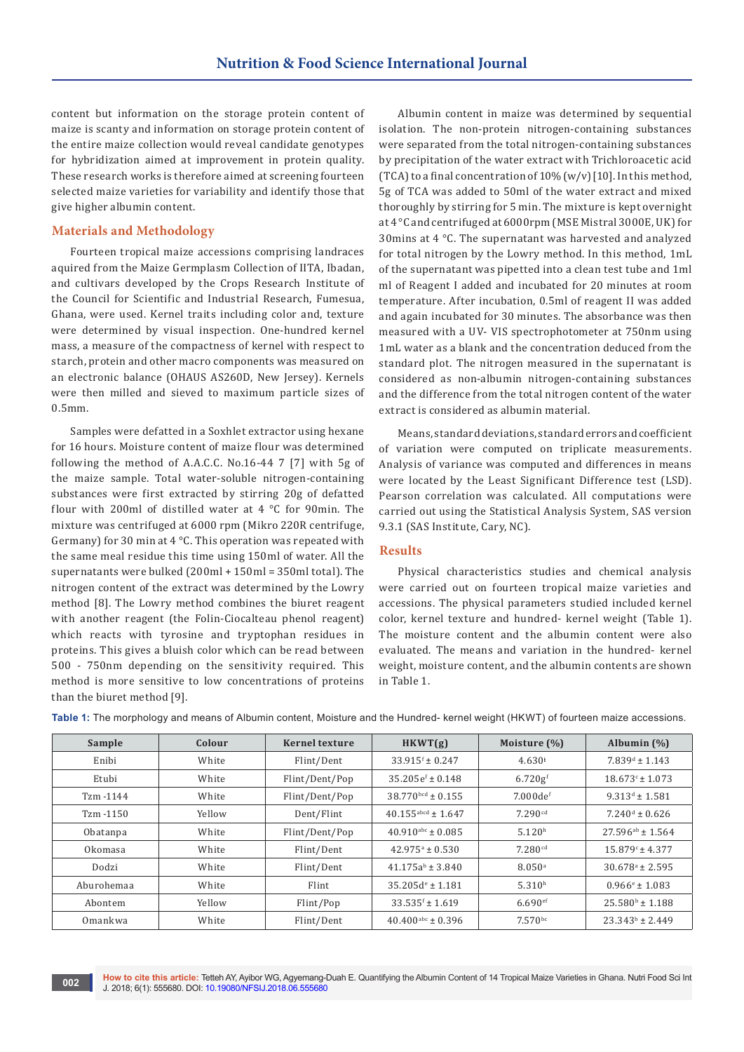content but information on the storage protein content of maize is scanty and information on storage protein content of the entire maize collection would reveal candidate genotypes for hybridization aimed at improvement in protein quality. These research works is therefore aimed at screening fourteen selected maize varieties for variability and identify those that give higher albumin content.

## Materials and Methodology

Fourteen tropical maize accessions comprising landraces aquired from the Maize Germplasm Collection of IITA, Ibadan, and cultivars developed by the Crops Research Institute of the Council for Scientific and Industrial Research, Fumesua, Ghana, were used. Kernel traits including color and, texture were determined by visual inspection. One-hundred kernel mass, a measure of the compactness of kernel with respect to starch, protein and other macro components was measured on an electronic balance (OHAUS AS260D, New Jersey). Kernels were then milled and sieved to maximum particle sizes of 0.5mm.

Samples were defatted in a Soxhlet extractor using hexane for 16 hours. Moisture content of maize flour was determined following the method of A.A.C.C. No.16-44 7 [7] with 5g of the maize sample. Total water-soluble nitrogen-containing substances were first extracted by stirring 20g of defatted flour with 200ml of distilled water at 4 °C for 90min. The mixture was centrifuged at 6000 rpm (Mikro 220R centrifuge, Germany) for 30 min at 4 °C. This operation was repeated with the same meal residue this time using 150ml of water. All the supernatants were bulked (200ml + 150ml = 350ml total). The nitrogen content of the extract was determined by the Lowry method [8]. The Lowry method combines the biuret reagent with another reagent (the Folin-Ciocalteau phenol reagent) which reacts with tyrosine and tryptophan residues in proteins. This gives a bluish color which can be read between 500 - 750nm depending on the sensitivity required. This method is more sensitive to low concentrations of proteins than the biuret method [9].

Albumin content in maize was determined by sequential isolation. The non-protein nitrogen-containing substances were separated from the total nitrogen-containing substances by precipitation of the water extract with Trichloroacetic acid (TCA) to a final concentration of 10% (w/v) [10]. In this method, 5g of TCA was added to 50ml of the water extract and mixed thoroughly by stirring for 5 min. The mixture is kept overnight at 4 °C and centrifuged at 6000rpm (MSE Mistral 3000E, UK) for 30mins at 4 °C. The supernatant was harvested and analyzed for total nitrogen by the Lowry method. In this method, 1mL of the supernatant was pipetted into a clean test tube and 1ml ml of Reagent I added and incubated for 20 minutes at room temperature. After incubation, 0.5ml of reagent II was added and again incubated for 30 minutes. The absorbance was then measured with a UV- VIS spectrophotometer at 750nm using 1mL water as a blank and the concentration deduced from the standard plot. The nitrogen measured in the supernatant is considered as non-albumin nitrogen-containing substances and the difference from the total nitrogen content of the water extract is considered as albumin material.

Means, standard deviations, standard errors and coefficient of variation were computed on triplicate measurements. Analysis of variance was computed and differences in means were located by the Least Significant Difference test (LSD). Pearson correlation was calculated. All computations were carried out using the Statistical Analysis System, SAS version 9.3.1 (SAS Institute, Cary, NC).

## Results

Physical characteristics studies and chemical analysis were carried out on fourteen tropical maize varieties and accessions. The physical parameters studied included kernel color, kernel texture and hundred- kernel weight (Table 1). The moisture content and the albumin content were also evaluated. The means and variation in the hundred- kernel weight, moisture content, and the albumin contents are shown in Table 1.

**Table 1:** The morphology and means of Albumin content, Moisture and the Hundred- kernel weight (HKWT) of fourteen maize accessions.

| Sample | Colour | Kernel texture | HKWT(g) | Moisture (%) | Albumin (%) |
|---|---|---|---|---|---|
| Enibi | White | Flint/Dent | $33.915^{f} \pm 0.247$ | $4.630^{i}$ | $7.839^{d} \pm 1.143$ |
| Etubi | White | Flint/Dent/Pop | $35.205^{ef} \pm 0.148$ | $6.720^{gf}$ | $18.673^{c} \pm 1.073$ |
| Tzm -1144 | White | Flint/Dent/Pop | $38.770^{bcd} \pm 0.155$ | $7.000^{def}$ | $9.313^{d} \pm 1.581$ |
| Tzm -1150 | Yellow | Dent/Flint | $40.155^{abcd} \pm 1.647$ | $7.290^{cd}$ | $7.240^{d} \pm 0.626$ |
| Obatanpa | White | Flint/Dent/Pop | $40.910^{abc} \pm 0.085$ | $5.120^{h}$ | $27.596^{ab} \pm 1.564$ |
| Okomasa | White | Flint/Dent | $42.975^{a} \pm 0.530$ | $7.280^{cd}$ | $15.879^{c} \pm 4.377$ |
| Dodzi | White | Flint/Dent | $41.175^{ab} \pm 3.840$ | $8.050^{a}$ | $30.678^{a} \pm 2.595$ |
| Aburohemaa | White | Flint | $35.205^{de} \pm 1.181$ | $5.310^{h}$ | $0.966^{e} \pm 1.083$ |
| Abontem | Yellow | Flint/Pop | $33.535^{f} \pm 1.619$ | $6.690^{ef}$ | $25.580^{b} \pm 1.188$ |
| Omankwa | White | Flint/Dent | $40.400^{abc} \pm 0.396$ | $7.570^{bc}$ | $23.343^{b} \pm 2.449$ |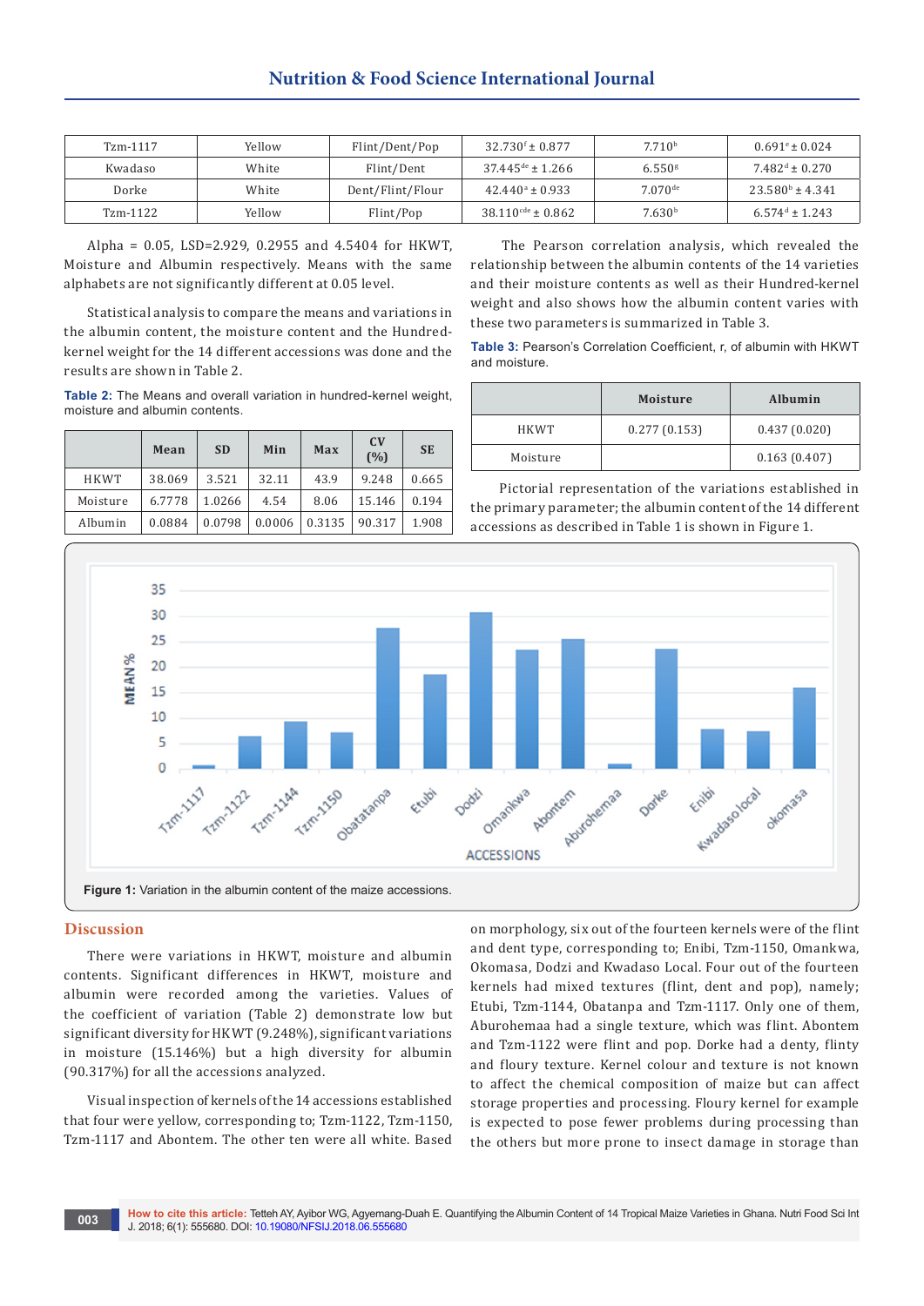| Tzm-1117 | Yellow | Flint/Dent/Pop | 32.730[f] ± 0.877 | 7.710[b] | 0.691[e] ± 0.024 |
|---|---|---|---|---|---|
| Kwadaso | White | Flint/Dent | 37.445[de] ± 1.266 | 6.550[g] | 7.482[d] ± 0.270 |
| Dorke | White | Dent/Flint/Flour | 42.440[a] ± 0.933 | 7.070[de] | 23.580[b] ± 4.341 |
| Tzm-1122 | Yellow | Flint/Pop | 38.110[cde] ± 0.862 | 7.630[b] | 6.574[d] ± 1.243 |

Alpha = 0.05, LSD=2.929, 0.2955 and 4.5404 for HKWT, Moisture and Albumin respectively. Means with the same alphabets are not significantly different at 0.05 level.

Statistical analysis to compare the means and variations in the albumin content, the moisture content and the Hundred-kernel weight for the 14 different accessions was done and the results are shown in Table 2.

**Table 2:** The Means and overall variation in hundred-kernel weight, moisture and albumin contents.

| | Mean | SD | Min | Max | CV (%) | SE |
|---|---|---|---|---|---|---|
| HKWT | 38.069 | 3.521 | 32.11 | 43.9 | 9.248 | 0.665 |
| Moisture | 6.7778 | 1.0266 | 4.54 | 8.06 | 15.146 | 0.194 |
| Albumin | 0.0884 | 0.0798 | 0.0006 | 0.3135 | 90.317 | 1.908 |

The Pearson correlation analysis, which revealed the relationship between the albumin contents of the 14 varieties and their moisture contents as well as their Hundred-kernel weight and also shows how the albumin content varies with these two parameters is summarized in Table 3.

**Table 3:** Pearson's Correlation Coefficient, r, of albumin with HKWT and moisture.

| | Moisture | Albumin |
|---|---|---|
| HKWT | 0.277 (0.153) | 0.437 (0.020) |
| Moisture | | 0.163 (0.407) |

Pictorial representation of the variations established in the primary parameter; the albumin content of the 14 different accessions as described in Table 1 is shown in Figure 1.

**Figure 1:** Variation in the albumin content of the maize accessions.

## Discussion

There were variations in HKWT, moisture and albumin contents. Significant differences in HKWT, moisture and albumin were recorded among the varieties. Values of the coefficient of variation (Table 2) demonstrate low but significant diversity for HKWT (9.248%), significant variations in moisture (15.146%) but a high diversity for albumin (90.317%) for all the accessions analyzed.

Visual inspection of kernels of the 14 accessions established that four were yellow, corresponding to; Tzm-1122, Tzm-1150, Tzm-1117 and Abontem. The other ten were all white. Based on morphology, six out of the fourteen kernels were of the flint and dent type, corresponding to; Enibi, Tzm-1150, Omankwa, Okomasa, Dodzi and Kwadaso Local. Four out of the fourteen kernels had mixed textures (flint, dent and pop), namely; Etubi, Tzm-1144, Obatanpa and Tzm-1117. Only one of them, Aburohemaa had a single texture, which was flint. Abontem and Tzm-1122 were flint and pop. Dorke had a denty, flinty and floury texture. Kernel colour and texture is not known to affect the chemical composition of maize but can affect storage properties and processing. Floury kernel for example is expected to pose fewer problems during processing than the others but more prone to insect damage in storage than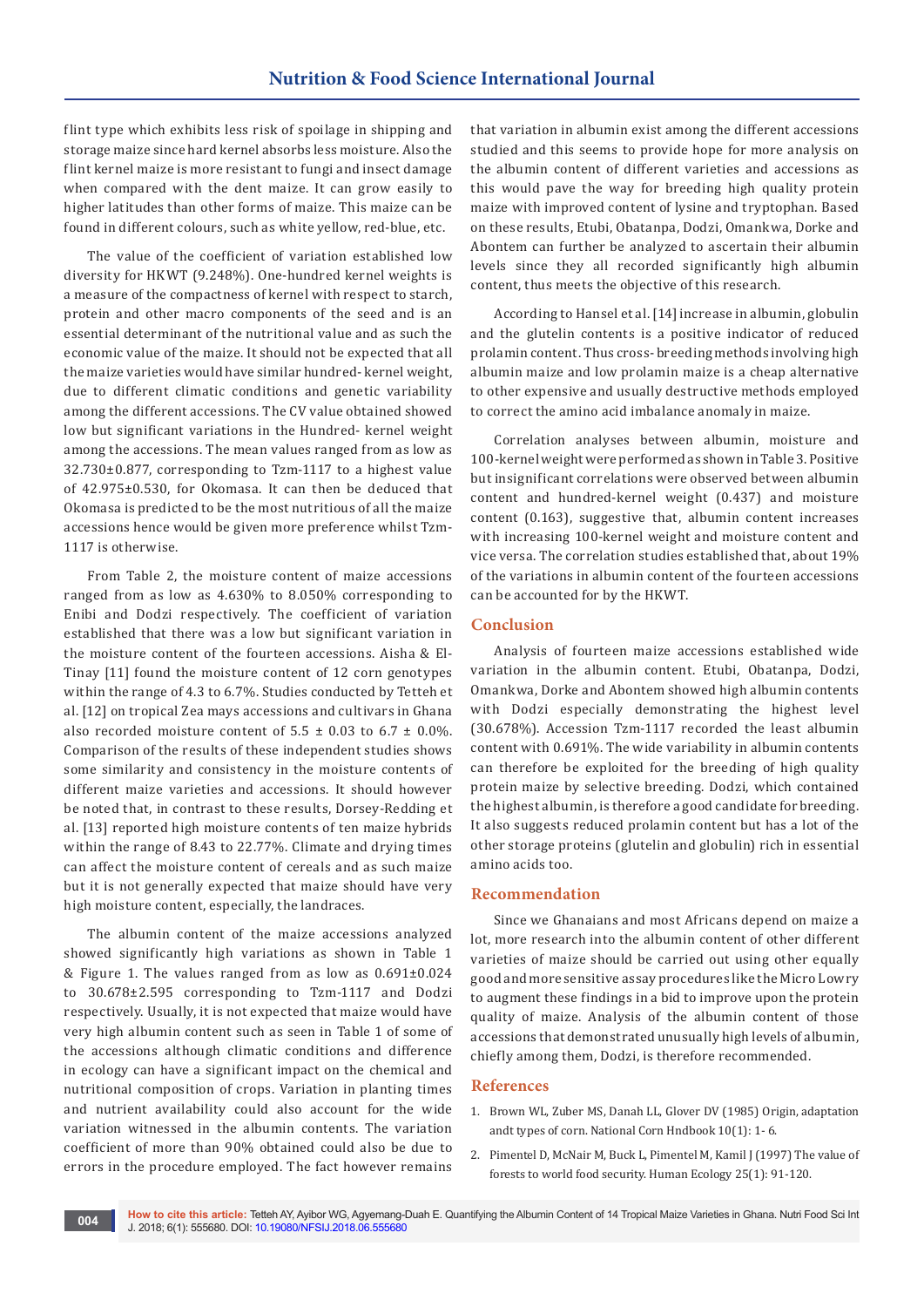flint type which exhibits less risk of spoilage in shipping and storage maize since hard kernel absorbs less moisture. Also the flint kernel maize is more resistant to fungi and insect damage when compared with the dent maize. It can grow easily to higher latitudes than other forms of maize. This maize can be found in different colours, such as white yellow, red-blue, etc.

The value of the coefficient of variation established low diversity for HKWT (9.248%). One-hundred kernel weights is a measure of the compactness of kernel with respect to starch, protein and other macro components of the seed and is an essential determinant of the nutritional value and as such the economic value of the maize. It should not be expected that all the maize varieties would have similar hundred- kernel weight, due to different climatic conditions and genetic variability among the different accessions. The CV value obtained showed low but significant variations in the Hundred- kernel weight among the accessions. The mean values ranged from as low as 32.730±0.877, corresponding to Tzm-1117 to a highest value of 42.975±0.530, for Okomasa. It can then be deduced that Okomasa is predicted to be the most nutritious of all the maize accessions hence would be given more preference whilst Tzm-1117 is otherwise.

From Table 2, the moisture content of maize accessions ranged from as low as 4.630% to 8.050% corresponding to Enibi and Dodzi respectively. The coefficient of variation established that there was a low but significant variation in the moisture content of the fourteen accessions. Aisha & El-Tinay [11] found the moisture content of 12 corn genotypes within the range of 4.3 to 6.7%. Studies conducted by Tetteh et al. [12] on tropical Zea mays accessions and cultivars in Ghana also recorded moisture content of 5.5 ± 0.03 to 6.7 ± 0.0%. Comparison of the results of these independent studies shows some similarity and consistency in the moisture contents of different maize varieties and accessions. It should however be noted that, in contrast to these results, Dorsey-Redding et al. [13] reported high moisture contents of ten maize hybrids within the range of 8.43 to 22.77%. Climate and drying times can affect the moisture content of cereals and as such maize but it is not generally expected that maize should have very high moisture content, especially, the landraces.

The albumin content of the maize accessions analyzed showed significantly high variations as shown in Table 1 & Figure 1. The values ranged from as low as 0.691±0.024 to 30.678±2.595 corresponding to Tzm-1117 and Dodzi respectively. Usually, it is not expected that maize would have very high albumin content such as seen in Table 1 of some of the accessions although climatic conditions and difference in ecology can have a significant impact on the chemical and nutritional composition of crops. Variation in planting times and nutrient availability could also account for the wide variation witnessed in the albumin contents. The variation coefficient of more than 90% obtained could also be due to errors in the procedure employed. The fact however remains that variation in albumin exist among the different accessions studied and this seems to provide hope for more analysis on the albumin content of different varieties and accessions as this would pave the way for breeding high quality protein maize with improved content of lysine and tryptophan. Based on these results, Etubi, Obatanpa, Dodzi, Omankwa, Dorke and Abontem can further be analyzed to ascertain their albumin levels since they all recorded significantly high albumin content, thus meets the objective of this research.

According to Hansel et al. [14] increase in albumin, globulin and the glutelin contents is a positive indicator of reduced prolamin content. Thus cross- breeding methods involving high albumin maize and low prolamin maize is a cheap alternative to other expensive and usually destructive methods employed to correct the amino acid imbalance anomaly in maize.

Correlation analyses between albumin, moisture and 100-kernel weight were performed as shown in Table 3. Positive but insignificant correlations were observed between albumin content and hundred-kernel weight (0.437) and moisture content (0.163), suggestive that, albumin content increases with increasing 100-kernel weight and moisture content and vice versa. The correlation studies established that, about 19% of the variations in albumin content of the fourteen accessions can be accounted for by the HKWT.

## Conclusion

Analysis of fourteen maize accessions established wide variation in the albumin content. Etubi, Obatanpa, Dodzi, Omankwa, Dorke and Abontem showed high albumin contents with Dodzi especially demonstrating the highest level (30.678%). Accession Tzm-1117 recorded the least albumin content with 0.691%. The wide variability in albumin contents can therefore be exploited for the breeding of high quality protein maize by selective breeding. Dodzi, which contained the highest albumin, is therefore a good candidate for breeding. It also suggests reduced prolamin content but has a lot of the other storage proteins (glutelin and globulin) rich in essential amino acids too.

## Recommendation

Since we Ghanaians and most Africans depend on maize a lot, more research into the albumin content of other different varieties of maize should be carried out using other equally good and more sensitive assay procedures like the Micro Lowry to augment these findings in a bid to improve upon the protein quality of maize. Analysis of the albumin content of those accessions that demonstrated unusually high levels of albumin, chiefly among them, Dodzi, is therefore recommended.

## References

1. Brown WL, Zuber MS, Danah LL, Glover DV (1985) Origin, adaptation andt types of corn. National Corn Hndbook 10(1): 1- 6.
2. Pimentel D, McNair M, Buck L, Pimentel M, Kamil J (1997) The value of forests to world food security. Human Ecology 25(1): 91-120.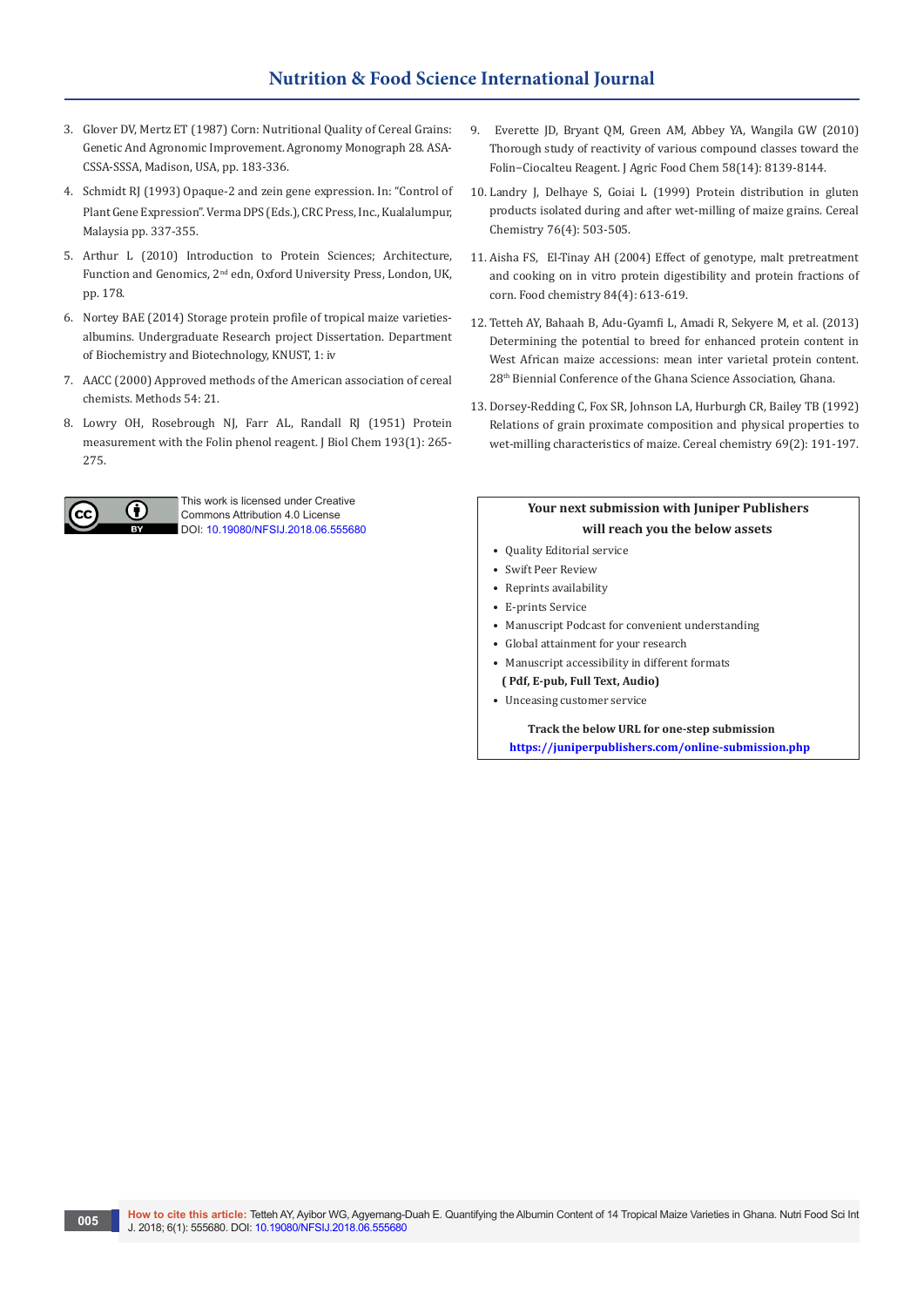3. Glover DV, Mertz ET (1987) Corn: Nutritional Quality of Cereal Grains: Genetic And Agronomic Improvement. Agronomy Monograph 28. ASA-CSSA-SSSA, Madison, USA, pp. 183-336.
4. Schmidt RJ (1993) Opaque-2 and zein gene expression. In: "Control of Plant Gene Expression". Verma DPS (Eds.), CRC Press, Inc., Kualalumpur, Malaysia pp. 337-355.
5. Arthur L (2010) Introduction to Protein Sciences; Architecture, Function and Genomics, 2nd edn, Oxford University Press, London, UK, pp. 178.
6. Nortey BAE (2014) Storage protein profile of tropical maize varieties-albumins. Undergraduate Research project Dissertation. Department of Biochemistry and Biotechnology, KNUST, 1: iv
7. AACC (2000) Approved methods of the American association of cereal chemists. Methods 54: 21.
8. Lowry OH, Rosebrough NJ, Farr AL, Randall RJ (1951) Protein measurement with the Folin phenol reagent. J Biol Chem 193(1): 265-275.
9. Everette JD, Bryant QM, Green AM, Abbey YA, Wangila GW (2010) Thorough study of reactivity of various compound classes toward the Folin–Ciocalteu Reagent. J Agric Food Chem 58(14): 8139-8144.
10. Landry J, Delhaye S, Goiai L (1999) Protein distribution in gluten products isolated during and after wet-milling of maize grains. Cereal Chemistry 76(4): 503-505.
11. Aisha FS, El-Tinay AH (2004) Effect of genotype, malt pretreatment and cooking on in vitro protein digestibility and protein fractions of corn. Food chemistry 84(4): 613-619.
12. Tetteh AY, Bahaah B, Adu-Gyamfi L, Amadi R, Sekyere M, et al. (2013) Determining the potential to breed for enhanced protein content in West African maize accessions: mean inter varietal protein content. 28th Biennial Conference of the Ghana Science Association, Ghana.
13. Dorsey-Redding C, Fox SR, Johnson LA, Hurburgh CR, Bailey TB (1992) Relations of grain proximate composition and physical properties to wet-milling characteristics of maize. Cereal chemistry 69(2): 191-197.

This work is licensed under Creative Commons Attribution 4.0 License
DOI: 10.19080/NFSIJ.2018.06.555680

**Your next submission with Juniper Publishers will reach you the below assets**

- Quality Editorial service
- Swift Peer Review
- Reprints availability
- E-prints Service
- Manuscript Podcast for convenient understanding
- Global attainment for your research
- Manuscript accessibility in different formats
  **( Pdf, E-pub, Full Text, Audio)**
- Unceasing customer service

**Track the below URL for one-step submission**
**https://juniperpublishers.com/online-submission.php**

**How to cite this article:** Tetteh AY, Ayibor WG, Agyemang-Duah E. Quantifying the Albumin Content of 14 Tropical Maize Varieties in Ghana. Nutri Food Sci Int J. 2018; 6(1): 555680. DOI: 10.19080/NFSIJ.2018.06.555680